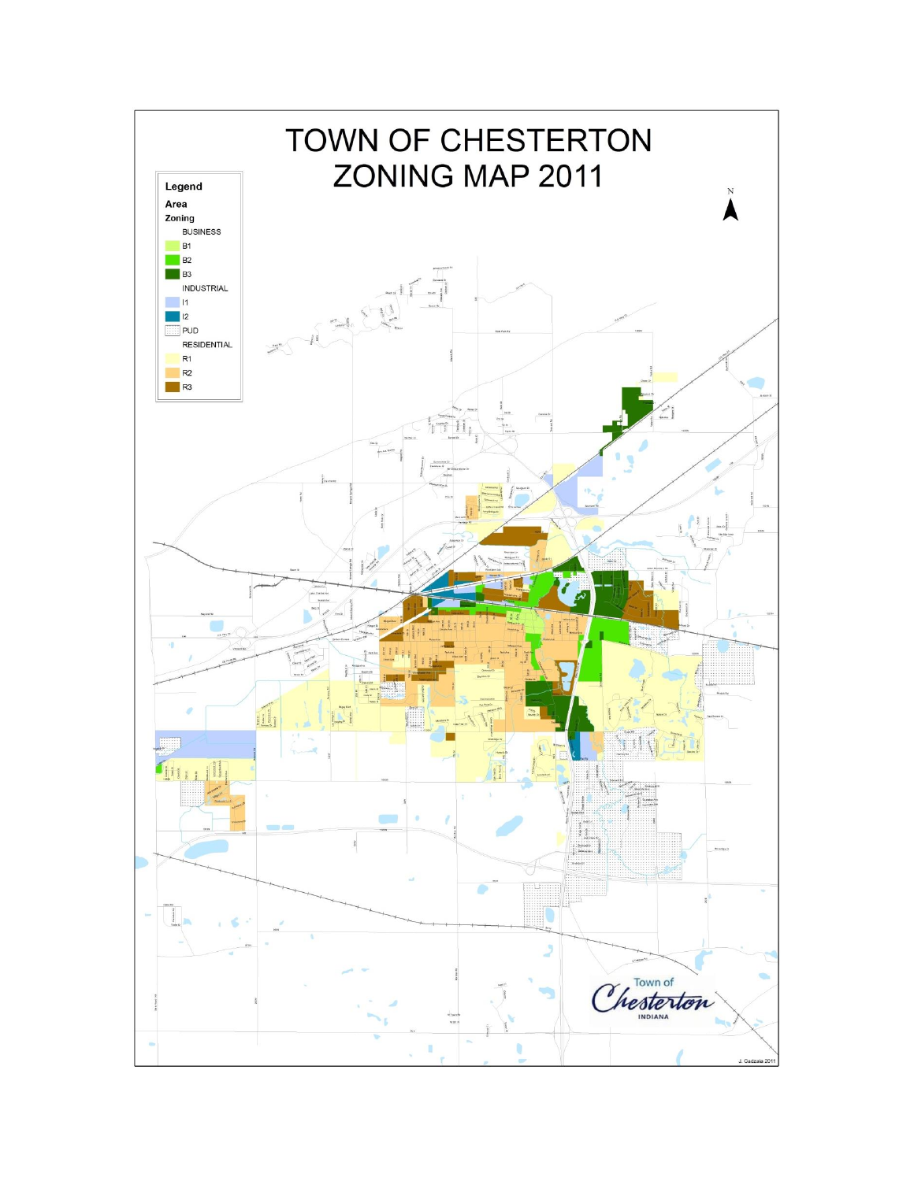# TOWN OF CHESTERTON ZONING MAP 2011

**Legend**

**Area**

**Zoning**

BUSINESS
- B1
- B2
- B3

INDUSTRIAL
- I1
- I2
- PUD

RESIDENTIAL
- R1
- R2
- R3

N

Town of Chesterton INDIANA

J. Gadzala 2011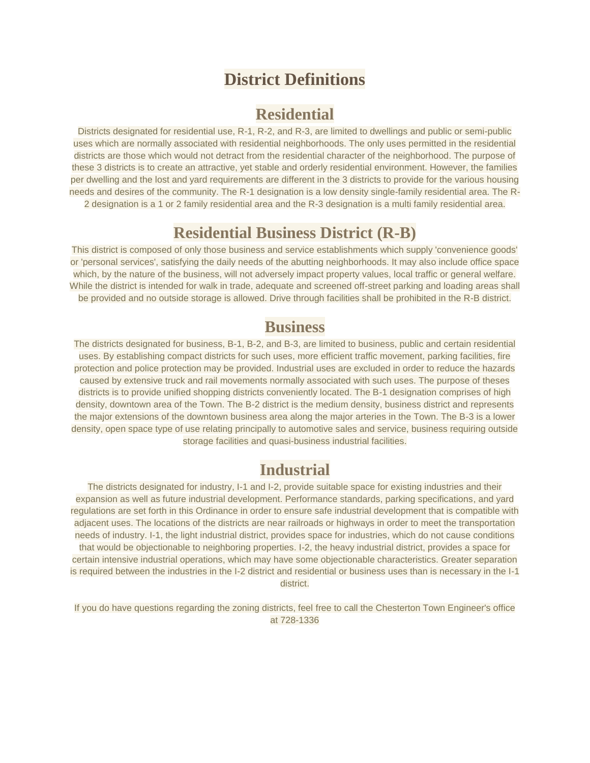# District Definitions

## Residential

Districts designated for residential use, R-1, R-2, and R-3, are limited to dwellings and public or semi-public uses which are normally associated with residential neighborhoods. The only uses permitted in the residential districts are those which would not detract from the residential character of the neighborhood. The purpose of these 3 districts is to create an attractive, yet stable and orderly residential environment. However, the families per dwelling and the lost and yard requirements are different in the 3 districts to provide for the various housing needs and desires of the community. The R-1 designation is a low density single-family residential area. The R-2 designation is a 1 or 2 family residential area and the R-3 designation is a multi family residential area.

## Residential Business District (R-B)

This district is composed of only those business and service establishments which supply 'convenience goods' or 'personal services', satisfying the daily needs of the abutting neighborhoods. It may also include office space which, by the nature of the business, will not adversely impact property values, local traffic or general welfare. While the district is intended for walk in trade, adequate and screened off-street parking and loading areas shall be provided and no outside storage is allowed. Drive through facilities shall be prohibited in the R-B district.

## Business

The districts designated for business, B-1, B-2, and B-3, are limited to business, public and certain residential uses. By establishing compact districts for such uses, more efficient traffic movement, parking facilities, fire protection and police protection may be provided. Industrial uses are excluded in order to reduce the hazards caused by extensive truck and rail movements normally associated with such uses. The purpose of theses districts is to provide unified shopping districts conveniently located. The B-1 designation comprises of high density, downtown area of the Town. The B-2 district is the medium density, business district and represents the major extensions of the downtown business area along the major arteries in the Town. The B-3 is a lower density, open space type of use relating principally to automotive sales and service, business requiring outside storage facilities and quasi-business industrial facilities.

## Industrial

The districts designated for industry, I-1 and I-2, provide suitable space for existing industries and their expansion as well as future industrial development. Performance standards, parking specifications, and yard regulations are set forth in this Ordinance in order to ensure safe industrial development that is compatible with adjacent uses. The locations of the districts are near railroads or highways in order to meet the transportation needs of industry. I-1, the light industrial district, provides space for industries, which do not cause conditions that would be objectionable to neighboring properties. I-2, the heavy industrial district, provides a space for certain intensive industrial operations, which may have some objectionable characteristics. Greater separation is required between the industries in the I-2 district and residential or business uses than is necessary in the I-1 district.

If you do have questions regarding the zoning districts, feel free to call the Chesterton Town Engineer's office at 728-1336